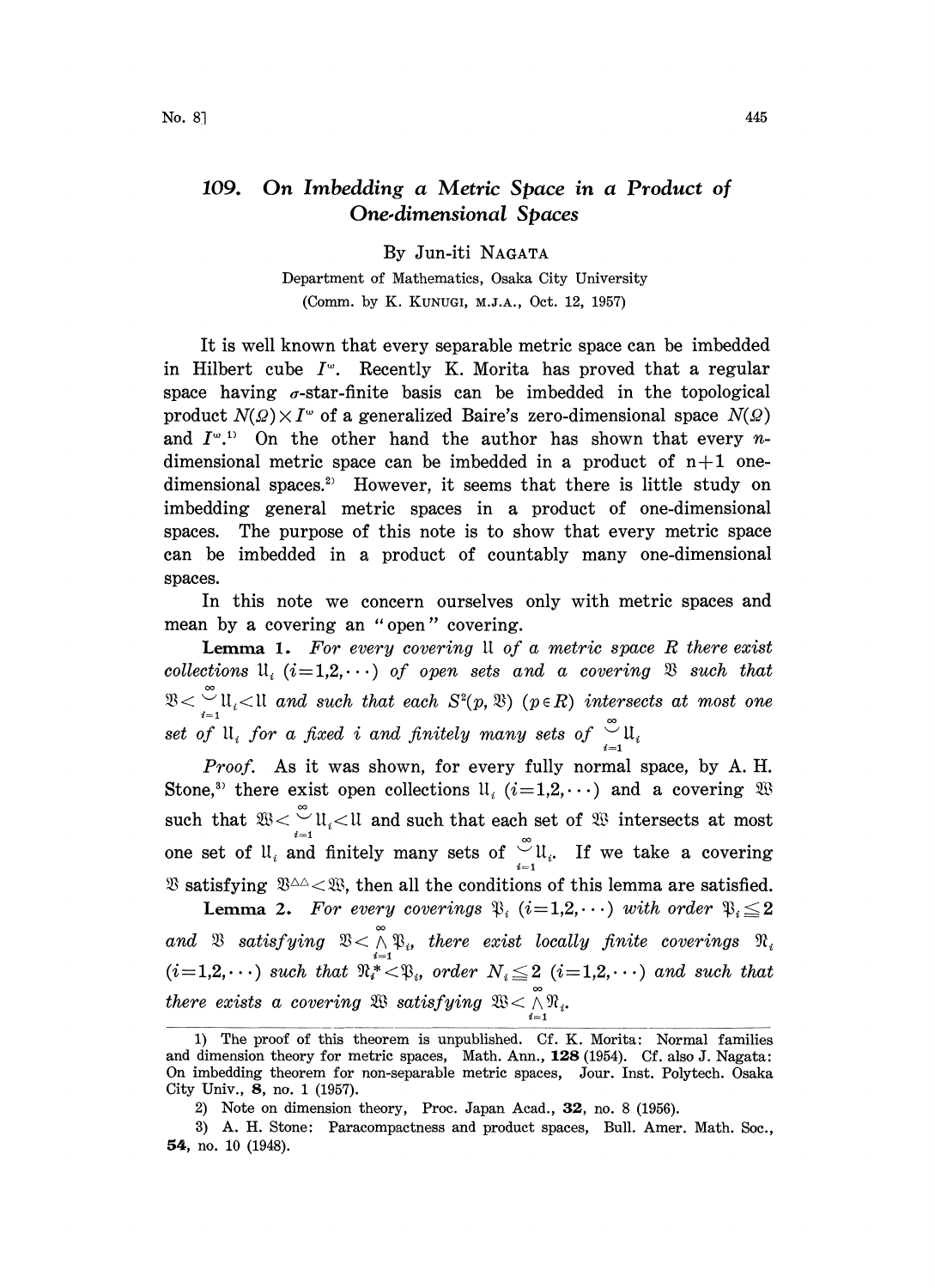# 109. On Imbedding a Metric Space in a Product of One-dimensional Spaces

By Jun-iti NAGATA

Department of Mathematics, Osaka City University

(Comm. by K. KUNUGI, M.J.A., Oct. 12, 1957)

It is well known that every separable metric space can be imbedded in Hilbert cube $I^\omega$. Recently K. Morita has proved that a regular space having $\sigma$-star-finite basis can be imbedded in the topological product $N(\Omega)\times I^\omega$ of a generalized Baire's zero-dimensional space $N(\Omega)$ and $I^\omega$.[1] On the other hand the author has shown that every $n$-dimensional metric space can be imbedded in a product of $n+1$ one-dimensional spaces.[2] However, it seems that there is little study on imbedding general metric spaces in a product of one-dimensional spaces. The purpose of this note is to show that every metric space can be imbedded in a product of countably many one-dimensional spaces.

In this note we concern ourselves only with metric spaces and mean by a covering an "open" covering.

**Lemma 1.** *For every covering $\mathfrak{U}$ of a metric space $R$ there exist collections $\mathfrak{U}_i$ $(i=1,2,\cdots)$ of open sets and a covering $\mathfrak{V}$ such that $\mathfrak{V}<\overset{\infty}{\underset{i=1}{\smile}}\mathfrak{U}_i<\mathfrak{U}$ and such that each $S^2(p,\mathfrak{V})$ $(p\in R)$ intersects at most one set of $\mathfrak{U}_i$ for a fixed $i$ and finitely many sets of $\overset{\infty}{\underset{i=1}{\smile}}\mathfrak{U}_i$*

*Proof.* As it was shown, for every fully normal space, by A. H. Stone,[3] there exist open collections $\mathfrak{U}_i$ $(i=1,2,\cdots)$ and a covering $\mathfrak{W}$ such that $\mathfrak{W}<\overset{\infty}{\underset{i=1}{\smile}}\mathfrak{U}_i<\mathfrak{U}$ and such that each set of $\mathfrak{W}$ intersects at most one set of $\mathfrak{U}_i$ and finitely many sets of $\overset{\infty}{\underset{i=1}{\smile}}\mathfrak{U}_i$. If we take a covering $\mathfrak{V}$ satisfying $\mathfrak{V}^{\Delta\Delta}<\mathfrak{W}$, then all the conditions of this lemma are satisfied.

**Lemma 2.** *For every coverings $\mathfrak{P}_i$ $(i=1,2,\cdots)$ with order $\mathfrak{P}_i\leqq 2$ and $\mathfrak{V}$ satisfying $\mathfrak{V}<\overset{\infty}{\underset{i=1}{\wedge}}\mathfrak{P}_i$, there exist locally finite coverings $\mathfrak{N}_i$ $(i=1,2,\cdots)$ such that $\mathfrak{N}_i^*<\mathfrak{P}_i$, order $N_i\leqq 2$ $(i=1,2,\cdots)$ and such that there exists a covering $\mathfrak{W}$ satisfying $\mathfrak{W}<\overset{\infty}{\underset{i=1}{\wedge}}\mathfrak{N}_i$.*

---

1) The proof of this theorem is unpublished. Cf. K. Morita: Normal families and dimension theory for metric spaces, Math. Ann., **128** (1954). Cf. also J. Nagata: On imbedding theorem for non-separable metric spaces, Jour. Inst. Polytech. Osaka City Univ., **8**, no. 1 (1957).

2) Note on dimension theory, Proc. Japan Acad., **32**, no. 8 (1956).

3) A. H. Stone: Paracompactness and product spaces, Bull. Amer. Math. Soc., **54**, no. 10 (1948).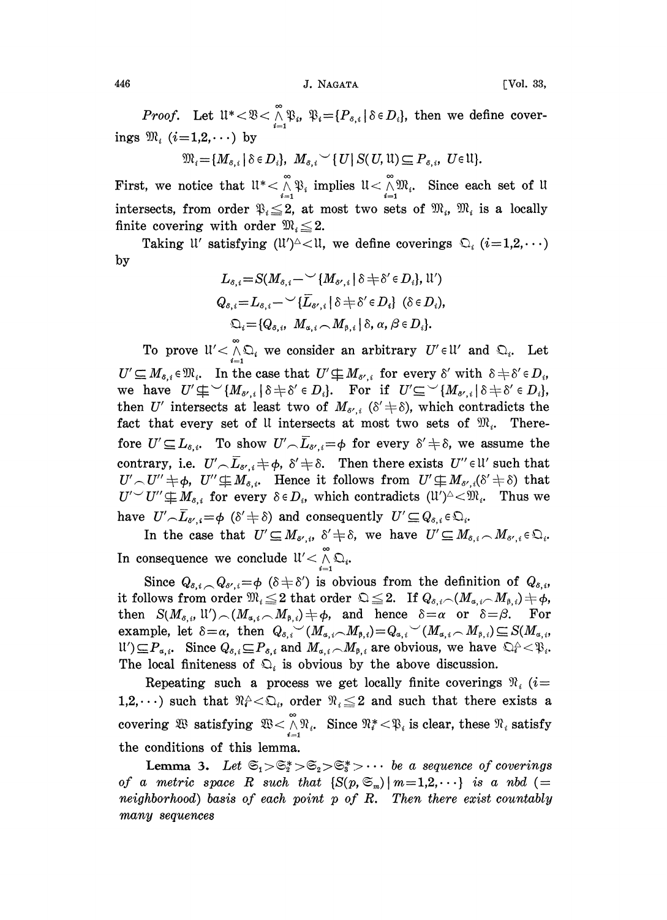*Proof.* Let $\mathfrak{U}^* < \mathfrak{V} < \overset{\infty}{\underset{i=1}{\wedge}} \mathfrak{P}_i$, $\mathfrak{P}_i = \{P_{\delta,i} \mid \delta \in D_i\}$, then we define coverings $\mathfrak{M}_i$ $(i=1,2,\cdots)$ by

$$\mathfrak{M}_i = \{M_{\delta,i} \mid \delta \in D_i\},\ M_{\delta,i} \smile \{U \mid S(U, \mathfrak{U}) \subseteq P_{\delta,i},\ U \in \mathfrak{U}\}.$$

First, we notice that $\mathfrak{U}^* < \overset{\infty}{\underset{i=1}{\wedge}} \mathfrak{P}_i$ implies $\mathfrak{U} < \overset{\infty}{\underset{i=1}{\wedge}} \mathfrak{M}_i$. Since each set of $\mathfrak{U}$ intersects, from order $\mathfrak{P}_i \leqq 2$, at most two sets of $\mathfrak{M}_i$, $\mathfrak{M}_i$ is a locally finite covering with order $\mathfrak{M}_i \leqq 2$.

Taking $\mathfrak{U}'$ satisfying $(\mathfrak{U}')^{\triangle} < \mathfrak{U}$, we define coverings $\mathfrak{Q}_i$ $(i=1,2,\cdots)$ by

$$L_{\delta,i} = S(M_{\delta,i} - \smile\{M_{\delta',i} \mid \delta \neq \delta' \in D_i\}, \mathfrak{U}')$$
$$Q_{\delta,i} = L_{\delta,i} - \smile\{\bar{L}_{\delta',i} \mid \delta \neq \delta' \in D_i\}\ (\delta \in D_i),$$
$$\mathfrak{Q}_i = \{Q_{\delta,i},\ M_{\alpha,i} \frown M_{\beta,i} \mid \delta, \alpha, \beta \in D_i\}.$$

To prove $\mathfrak{U}' < \overset{\infty}{\underset{i=1}{\wedge}} \mathfrak{Q}_i$ we consider an arbitrary $U' \in \mathfrak{U}'$ and $\mathfrak{Q}_i$. Let $U' \subseteq M_{\delta,i} \in \mathfrak{M}_i$. In the case that $U' \not\subseteq M_{\delta',i}$ for every $\delta'$ with $\delta \neq \delta' \in D_i$, we have $U' \not\subseteq \smile\{M_{\delta',i} \mid \delta \neq \delta' \in D_i\}$. For if $U' \subseteq \smile\{M_{\delta',i} \mid \delta \neq \delta' \in D_i\}$, then $U'$ intersects at least two of $M_{\delta',i}$ $(\delta' \neq \delta)$, which contradicts the fact that every set of $\mathfrak{U}$ intersects at most two sets of $\mathfrak{M}_i$. Therefore $U' \subseteq L_{\delta,i}$. To show $U' \frown \bar{L}_{\delta',i} = \phi$ for every $\delta' \neq \delta$, we assume the contrary, i.e. $U' \frown \bar{L}_{\delta',i} \neq \phi$, $\delta' \neq \delta$. Then there exists $U'' \in \mathfrak{U}'$ such that $U' \frown U'' \neq \phi$, $U'' \not\subseteq M_{\delta,i}$. Hence it follows from $U' \not\subseteq M_{\delta',i} (\delta' \neq \delta)$ that $U' \smile U'' \not\subseteq M_{\delta,i}$ for every $\delta \in D_i$, which contradicts $(\mathfrak{U}')^{\triangle} < \mathfrak{M}_i$. Thus we have $U' \frown \bar{L}_{\delta',i} = \phi$ $(\delta' \neq \delta)$ and consequently $U' \subseteq Q_{\delta,i} \in \mathfrak{Q}_i$.

In the case that $U' \subseteq M_{\delta',i}$, $\delta' \neq \delta$, we have $U' \subseteq M_{\delta,i} \frown M_{\delta',i} \in \mathfrak{Q}_i$. In consequence we conclude $\mathfrak{U}' < \overset{\infty}{\underset{i=1}{\wedge}} \mathfrak{Q}_i$.

Since $Q_{\delta,i} \frown Q_{\delta',i} = \phi$ $(\delta \neq \delta')$ is obvious from the definition of $Q_{\delta,i}$, it follows from order $\mathfrak{M}_i \leqq 2$ that order $\mathfrak{Q} \leqq 2$. If $Q_{\delta,i} \frown (M_{\alpha,i} \frown M_{\beta,i}) \neq \phi$, then $S(M_{\delta,i}, \mathfrak{U}') \frown (M_{\alpha,i} \frown M_{\beta,i}) \neq \phi$, and hence $\delta = \alpha$ or $\delta = \beta$. For example, let $\delta = \alpha$, then $Q_{\delta,i} \smile (M_{\alpha,i} \frown M_{\beta,i}) = Q_{\alpha,i} \smile (M_{\alpha,i} \frown M_{\beta,i}) \subseteq S(M_{\alpha,i}, \mathfrak{U}') \subseteq P_{\alpha,i}$. Since $Q_{\delta,i} \subseteq P_{\delta,i}$ and $M_{\alpha,i} \frown M_{\beta,i}$ are obvious, we have $\mathfrak{Q}_i^{\triangle} < \mathfrak{P}_i$. The local finiteness of $\mathfrak{Q}_i$ is obvious by the above discussion.

Repeating such a process we get locally finite coverings $\mathfrak{R}_i$ $(i=1,2,\cdots)$ such that $\mathfrak{R}_i^{\triangle} < \mathfrak{Q}_i$, order $\mathfrak{R}_i \leqq 2$ and such that there exists a covering $\mathfrak{W}$ satisfying $\mathfrak{W} < \overset{\infty}{\underset{i=1}{\wedge}} \mathfrak{R}_i$. Since $\mathfrak{R}_i^* < \mathfrak{P}_i$ is clear, these $\mathfrak{R}_i$ satisfy the conditions of this lemma.

**Lemma 3.** *Let $\mathfrak{S}_1 > \mathfrak{S}_2^* > \mathfrak{S}_2 > \mathfrak{S}_3^* > \cdots$ be a sequence of coverings of a metric space $R$ such that $\{S(p, \mathfrak{S}_m) \mid m=1,2,\cdots\}$ is a nbd (= neighborhood) basis of each point $p$ of $R$. Then there exist countably many sequences*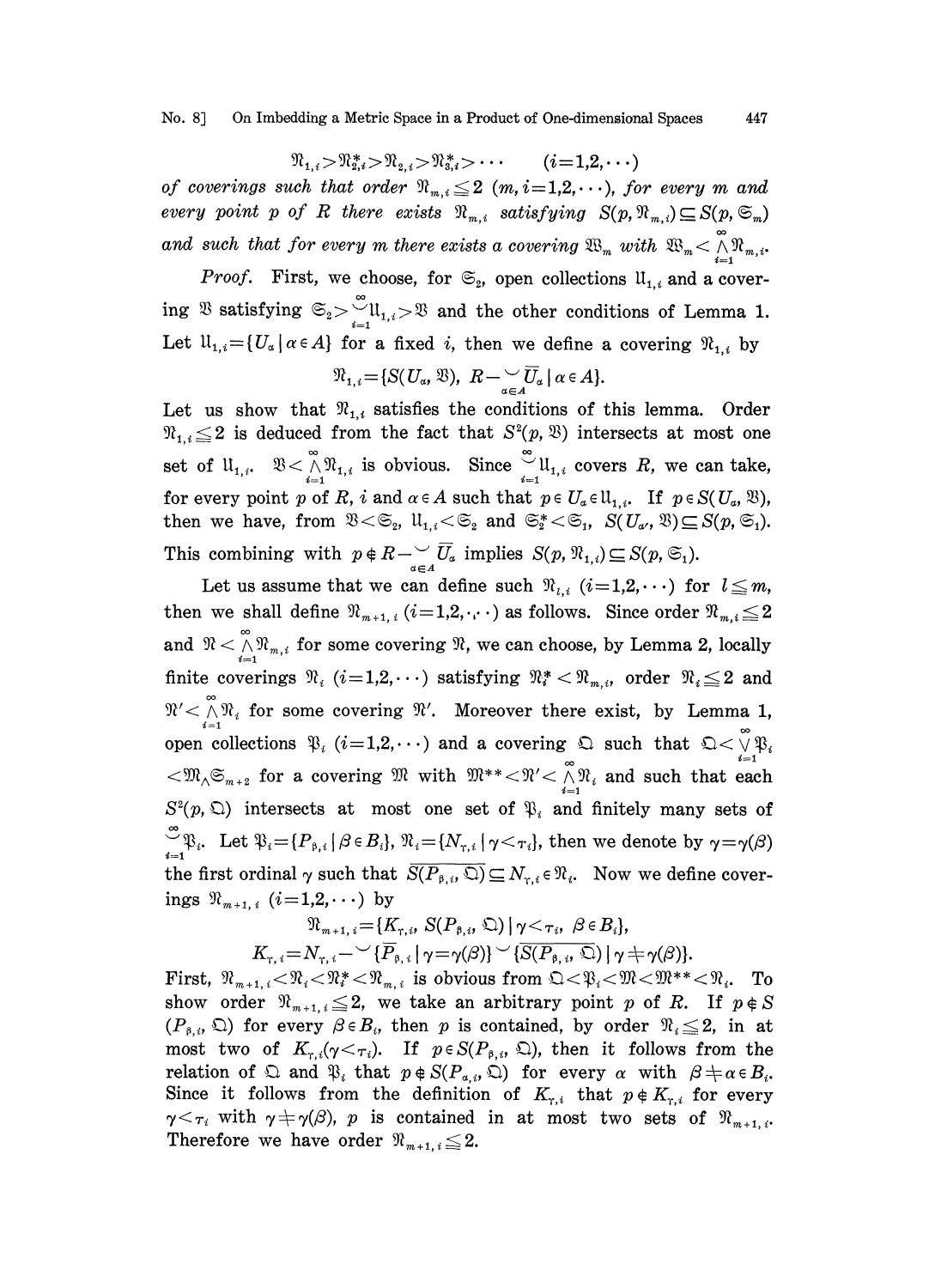$$\mathfrak{N}_{1,i} > \mathfrak{N}^*_{2,i} > \mathfrak{N}_{2,i} > \mathfrak{N}^*_{3,i} > \cdots \qquad (i=1,2,\cdots)$$

*of coverings such that order* $\mathfrak{N}_{m,i} \leqq 2$ $(m, i=1,2,\cdots)$, *for every* $m$ *and every point* $p$ *of* $R$ *there exists* $\mathfrak{N}_{m,i}$ *satisfying* $S(p, \mathfrak{N}_{m,i}) \subseteq S(p, \mathfrak{S}_m)$ *and such that for every* $m$ *there exists a covering* $\mathfrak{W}_m$ *with* $\mathfrak{W}_m < \bigwedge_{i=1}^{\infty} \mathfrak{N}_{m,i}$.

*Proof.* First, we choose, for $\mathfrak{S}_2$, open collections $\mathfrak{U}_{1,i}$ and a covering $\mathfrak{V}$ satisfying $\mathfrak{S}_2 > \bigcup_{i=1}^{\infty} \mathfrak{U}_{1,i} > \mathfrak{V}$ and the other conditions of Lemma 1. Let $\mathfrak{U}_{1,i} = \{U_\alpha \mid \alpha \in A\}$ for a fixed $i$, then we define a covering $\mathfrak{N}_{1,i}$ by

$$\mathfrak{N}_{1,i} = \{S(U_\alpha, \mathfrak{V}),\ R - \bigcup_{\alpha \in A} \overline{U}_\alpha \mid \alpha \in A\}.$$

Let us show that $\mathfrak{N}_{1,i}$ satisfies the conditions of this lemma. Order $\mathfrak{N}_{1,i} \leqq 2$ is deduced from the fact that $S^2(p, \mathfrak{V})$ intersects at most one set of $\mathfrak{U}_{1,i}$. $\mathfrak{V} < \bigwedge_{i=1}^{\infty} \mathfrak{N}_{1,i}$ is obvious. Since $\bigcup_{i=1}^{\infty} \mathfrak{U}_{1,i}$ covers $R$, we can take, for every point $p$ of $R$, $i$ and $\alpha \in A$ such that $p \in U_\alpha \in \mathfrak{U}_{1,i}$. If $p \in S(U_{\alpha'}, \mathfrak{V})$, then we have, from $\mathfrak{V} < \mathfrak{S}_2$, $\mathfrak{U}_{1,i} < \mathfrak{S}_2$ and $\mathfrak{S}_2^* < \mathfrak{S}_1$, $S(U_{\alpha'}, \mathfrak{V}) \subseteq S(p, \mathfrak{S}_1)$. This combining with $p \notin R - \bigcup_{\alpha \in A} \overline{U}_\alpha$ implies $S(p, \mathfrak{N}_{1,i}) \subseteq S(p, \mathfrak{S}_1)$.

Let us assume that we can define such $\mathfrak{N}_{l,i}$ $(i=1,2,\cdots)$ for $l \leqq m$, then we shall define $\mathfrak{N}_{m+1,i}$ $(i=1,2,\cdots)$ as follows. Since order $\mathfrak{N}_{m,i} \leqq 2$ and $\mathfrak{N} < \bigwedge_{i=1}^{\infty} \mathfrak{N}_{m,i}$ for some covering $\mathfrak{N}$, we can choose, by Lemma 2, locally finite coverings $\mathfrak{N}_i$ $(i=1,2,\cdots)$ satisfying $\mathfrak{N}_i^* < \mathfrak{N}_{m,i}$, order $\mathfrak{N}_i \leqq 2$ and $\mathfrak{N}' < \bigwedge_{i=1}^{\infty} \mathfrak{N}_i$ for some covering $\mathfrak{N}'$. Moreover there exist, by Lemma 1, open collections $\mathfrak{P}_i$ $(i=1,2,\cdots)$ and a covering $\mathfrak{Q}$ such that $\mathfrak{Q} < \bigvee_{i=1}^{\infty} \mathfrak{P}_i < \mathfrak{M}_\wedge \mathfrak{S}_{m+2}$ for a covering $\mathfrak{M}$ with $\mathfrak{M}^{**} < \mathfrak{N}' < \bigwedge_{i=1}^{\infty} \mathfrak{N}_i$ and such that each $S^2(p, \mathfrak{Q})$ intersects at most one set of $\mathfrak{P}_i$ and finitely many sets of $\bigcup_{i=1}^{\infty} \mathfrak{P}_i$. Let $\mathfrak{P}_i = \{P_{\beta,i} \mid \beta \in B_i\}$, $\mathfrak{N}_i = \{N_{\gamma,i} \mid \gamma < \tau_i\}$, then we denote by $\gamma = \gamma(\beta)$ the first ordinal $\gamma$ such that $\overline{S(P_{\beta,i}, \mathfrak{Q})} \subseteq N_{\gamma,i} \in \mathfrak{N}_i$. Now we define coverings $\mathfrak{N}_{m+1,i}$ $(i=1,2,\cdots)$ by

$$\mathfrak{N}_{m+1,i} = \{K_{\gamma,i},\ S(P_{\beta,i}, \mathfrak{Q}) \mid \gamma < \tau_i,\ \beta \in B_i\},$$

$$K_{\gamma,i} = N_{\gamma,i} - \bigcup \{\overline{P}_{\beta,i} \mid \gamma = \gamma(\beta)\} \bigcup \{\overline{S(P_{\beta,i}, \mathfrak{Q})} \mid \gamma \neq \gamma(\beta)\}.$$

First, $\mathfrak{N}_{m+1,i} < \mathfrak{N}_i < \mathfrak{N}_i^* < \mathfrak{N}_{m,i}$ is obvious from $\mathfrak{Q} < \mathfrak{P}_i < \mathfrak{M} < \mathfrak{M}^{**} < \mathfrak{N}_i$. To show order $\mathfrak{N}_{m+1,i} \leqq 2$, we take an arbitrary point $p$ of $R$. If $p \notin S(P_{\beta,i}, \mathfrak{Q})$ for every $\beta \in B_i$, then $p$ is contained, by order $\mathfrak{N}_i \leqq 2$, in at most two of $K_{\gamma,i} (\gamma < \tau_i)$. If $p \in S(P_{\beta,i}, \mathfrak{Q})$, then it follows from the relation of $\mathfrak{Q}$ and $\mathfrak{P}_i$ that $p \notin S(P_{\alpha,i}, \mathfrak{Q})$ for every $\alpha$ with $\beta \neq \alpha \in B_i$. Since it follows from the definition of $K_{\gamma,i}$ that $p \notin K_{\gamma,i}$ for every $\gamma < \tau_i$ with $\gamma \neq \gamma(\beta)$, $p$ is contained in at most two sets of $\mathfrak{N}_{m+1,i}$. Therefore we have order $\mathfrak{N}_{m+1,i} \leqq 2$.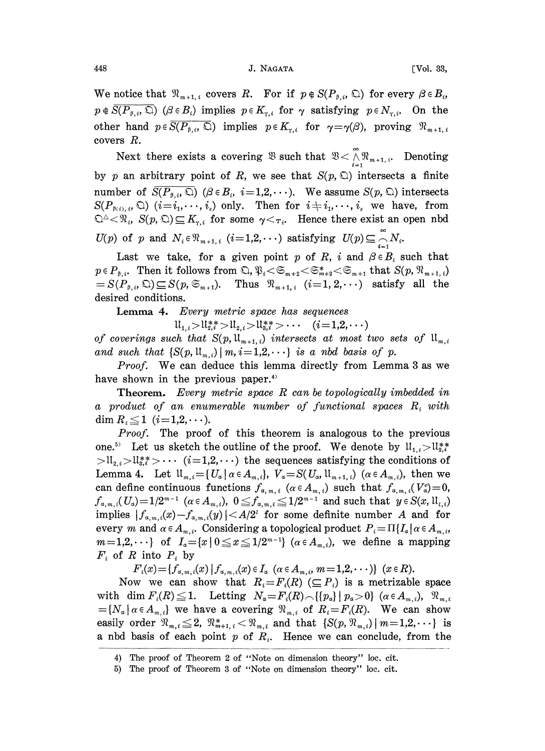We notice that $\mathfrak{N}_{m+1,i}$ covers $R$. For if $p \notin S(P_{\beta,i}, \mathfrak{Q})$ for every $\beta \in B_i$, $p \notin \overline{S(P_{\beta,i}, \mathfrak{Q})}$ $(\beta \in B_i)$ implies $p \in K_{\gamma,i}$ for $\gamma$ satisfying $p \in N_{\gamma,i}$. On the other hand $p \in \overline{S(P_{\beta,i}, \mathfrak{Q})}$ implies $p \in K_{\gamma,i}$ for $\gamma = \gamma(\beta)$, proving $\mathfrak{N}_{m+1,i}$ covers $R$.

Next there exists a covering $\mathfrak{V}$ such that $\mathfrak{V} < \bigwedge_{i=1}^{\infty} \mathfrak{N}_{m+1,i}$. Denoting by $p$ an arbitrary point of $R$, we see that $S(p, \mathfrak{Q})$ intersects a finite number of $\overline{S(P_{\beta,i}, \mathfrak{Q})}$ $(\beta \in B_i,\ i=1,2,\cdots)$. We assume $S(p, \mathfrak{Q})$ intersects $S(P_{\beta(i),i}, \mathfrak{Q})$ $(i=i_1,\cdots,i_s)$ only. Then for $i \neq i_1,\cdots,i_s$ we have, from $\mathfrak{Q}^{\Delta} < \mathfrak{N}_i$, $S(p, \mathfrak{Q}) \subseteq K_{\gamma,i}$ for some $\gamma < \tau_i$. Hence there exist an open nbd $U(p)$ of $p$ and $N_i \in \mathfrak{N}_{m+1,i}$ $(i=1,2,\cdots)$ satisfying $U(p) \subseteq \bigcap_{i=1}^{\infty} N_i$.

Last we take, for a given point $p$ of $R$, $i$ and $\beta \in B_i$ such that $p \in P_{\beta,i}$. Then it follows from $\mathfrak{Q}, \mathfrak{P}_i < \mathfrak{S}_{m+2} < \mathfrak{S}_{m+2}^{*} < \mathfrak{S}_{m+1}$ that $S(p, \mathfrak{N}_{m+1,i}) = S(P_{\beta,i}, \mathfrak{Q}) \subseteq S(p, \mathfrak{S}_{m+1})$. Thus $\mathfrak{N}_{m+1,i}$ $(i=1,2,\cdots)$ satisfy all the desired conditions.

**Lemma 4.** *Every metric space has sequences*

$$\mathfrak{U}_{1,i} > \mathfrak{U}_{2,i}^{**} > \mathfrak{U}_{2,i} > \mathfrak{U}_{3,i}^{**} > \cdots \quad (i=1,2,\cdots)$$

*of coverings such that $S(p, \mathfrak{U}_{m+1,i})$ intersects at most two sets of $\mathfrak{U}_{m,i}$ and such that $\{S(p, \mathfrak{U}_{m,i}) \mid m, i=1,2,\cdots\}$ is a nbd basis of $p$.*

*Proof.* We can deduce this lemma directly from Lemma 3 as we have shown in the previous paper.[4]

**Theorem.** *Every metric space $R$ can be topologically imbedded in a product of an enumerable number of functional spaces $R_i$ with $\dim R_i \leqq 1$ $(i=1,2,\cdots)$.*

*Proof.* The proof of this theorem is analogous to the previous one.[5] Let us sketch the outline of the proof. We denote by $\mathfrak{U}_{1,i} > \mathfrak{U}_{2,i}^{**} > \mathfrak{U}_{2,i} > \mathfrak{U}_{3,i}^{**} > \cdots$ $(i=1,2,\cdots)$ the sequences satisfying the conditions of Lemma 4. Let $\mathfrak{U}_{m,i} = \{U_\alpha \mid \alpha \in A_{m,i}\}$, $V_\alpha = S(U_\alpha, \mathfrak{U}_{m+1,i})$ $(\alpha \in A_{m,i})$, then we can define continuous functions $f_{\alpha,m,i}$ $(\alpha \in A_{m,i})$ such that $f_{\alpha,m,i}(V_\alpha^c) = 0$, $f_{\alpha,m,i}(U_\alpha) = 1/2^{m-1}$ $(\alpha \in A_{m,i})$, $0 \leqq f_{\alpha,m,i} \leqq 1/2^{m-1}$ and such that $y \in S(x, \mathfrak{U}_{l,i})$ implies $|f_{\alpha,m,i}(x) - f_{\alpha,m,i}(y)| < A/2^l$ for some definite number $A$ and for every $m$ and $\alpha \in A_{m,i}$. Considering a topological product $P_i = \Pi\{I_\alpha \mid \alpha \in A_{m,i},\ m=1,2,\cdots\}$ of $I_\alpha = \{x \mid 0 \leqq x \leqq 1/2^{m-1}\}$ $(\alpha \in A_{m,i})$, we define a mapping $F_i$ of $R$ into $P_i$ by

$$F_i(x) = \{f_{\alpha,m,i}(x) \mid f_{\alpha,m,i}(x) \in I_\alpha \ (\alpha \in A_{m,i},\ m=1,2,\cdots)\} \ (x \in R).$$

Now we can show that $R_i = F_i(R)$ $(\subseteq P_i)$ is a metrizable space with $\dim F_i(R) \leqq 1$. Letting $N_\alpha = F_i(R) \frown \{\{p_\alpha\} \mid p_\alpha > 0\}$ $(\alpha \in A_{m,i})$, $\mathfrak{N}_{m,i} = \{N_\alpha \mid \alpha \in A_{m,i}\}$ we have a covering $\mathfrak{N}_{m,i}$ of $R_i = F_i(R)$. We can show easily order $\mathfrak{N}_{m,i} \leqq 2$, $\mathfrak{N}_{m+1,i}^{*} < \mathfrak{N}_{m,i}$ and that $\{S(p, \mathfrak{N}_{m,i}) \mid m=1,2,\cdots\}$ is a nbd basis of each point $p$ of $R_i$. Hence we can conclude, from the

---

4) The proof of Theorem 2 of "Note on dimension theory" loc. cit.

5) The proof of Theorem 3 of "Note on dimension theory" loc. cit.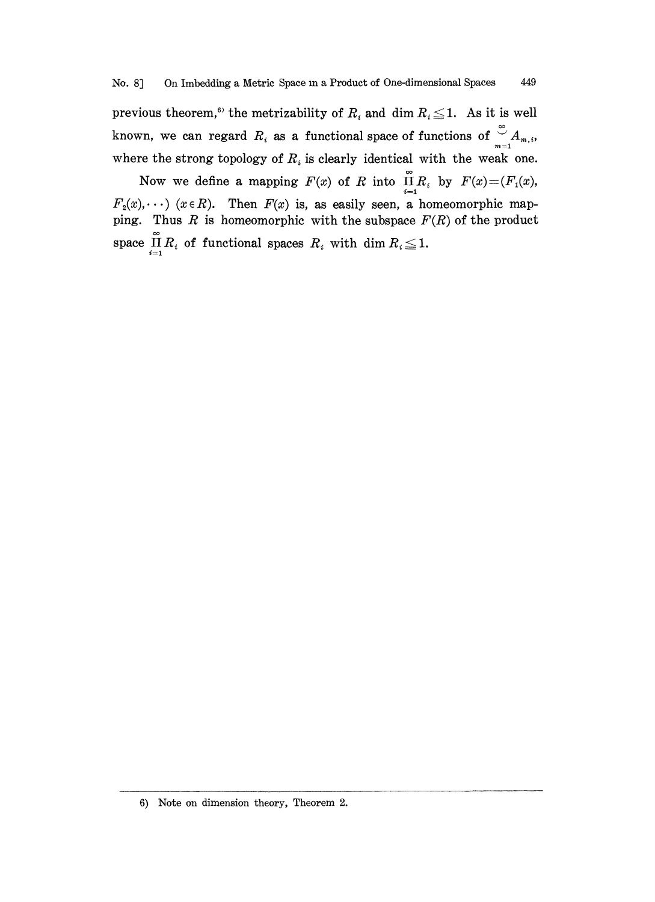previous theorem,[6] the metrizability of $R_i$ and $\dim R_i \leqq 1$. As it is well known, we can regard $R_i$ as a functional space of functions of $\overset{\infty}{\underset{m=1}{\smile}} A_{m,i}$, where the strong topology of $R_i$ is clearly identical with the weak one.

Now we define a mapping $F(x)$ of $R$ into $\prod_{i=1}^{\infty} R_i$ by $F(x)=(F_1(x), F_2(x),\cdots)$ $(x \in R)$. Then $F(x)$ is, as easily seen, a homeomorphic mapping. Thus $R$ is homeomorphic with the subspace $F(R)$ of the product space $\prod_{i=1}^{\infty} R_i$ of functional spaces $R_i$ with $\dim R_i \leqq 1$.

---

6) Note on dimension theory, Theorem 2.